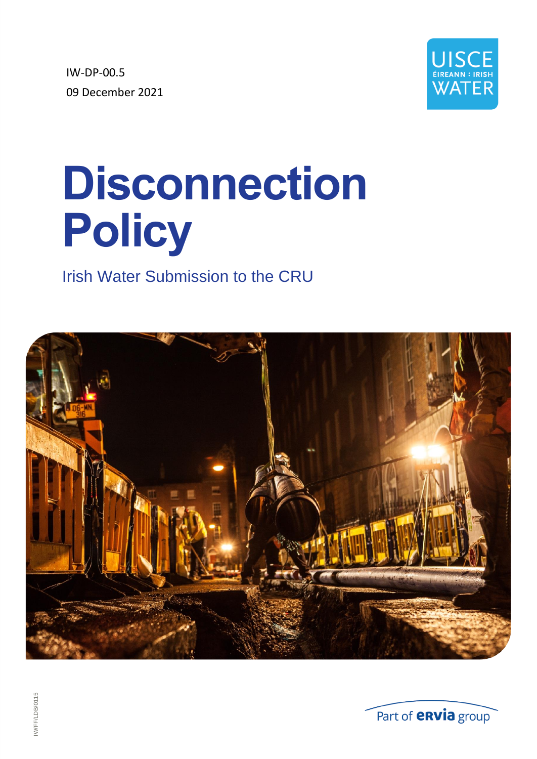IW-DP-00.5

09 December 2021

UISCE ÉIREANN : IRISH WATER

# Disconnection Policy

## Irish Water Submission to the CRU

IWFF/LDB/0115

Part of ervia group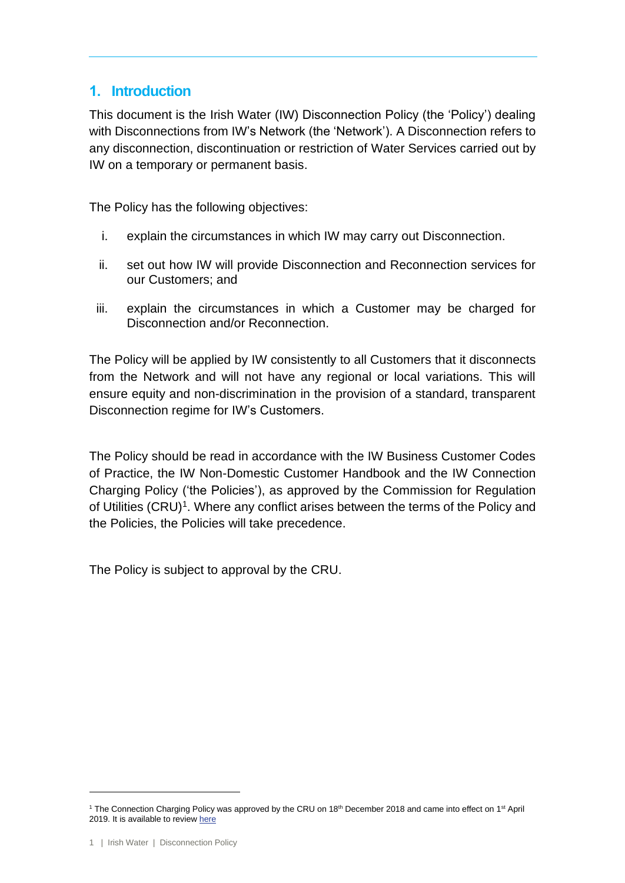## 1. Introduction

This document is the Irish Water (IW) Disconnection Policy (the 'Policy') dealing with Disconnections from IW's Network (the 'Network'). A Disconnection refers to any disconnection, discontinuation or restriction of Water Services carried out by IW on a temporary or permanent basis.

The Policy has the following objectives:

i. explain the circumstances in which IW may carry out Disconnection.

ii. set out how IW will provide Disconnection and Reconnection services for our Customers; and

iii. explain the circumstances in which a Customer may be charged for Disconnection and/or Reconnection.

The Policy will be applied by IW consistently to all Customers that it disconnects from the Network and will not have any regional or local variations. This will ensure equity and non-discrimination in the provision of a standard, transparent Disconnection regime for IW's Customers.

The Policy should be read in accordance with the IW Business Customer Codes of Practice, the IW Non-Domestic Customer Handbook and the IW Connection Charging Policy ('the Policies'), as approved by the Commission for Regulation of Utilities (CRU)[1]. Where any conflict arises between the terms of the Policy and the Policies, the Policies will take precedence.

The Policy is subject to approval by the CRU.

[1] The Connection Charging Policy was approved by the CRU on 18th December 2018 and came into effect on 1st April 2019. It is available to review here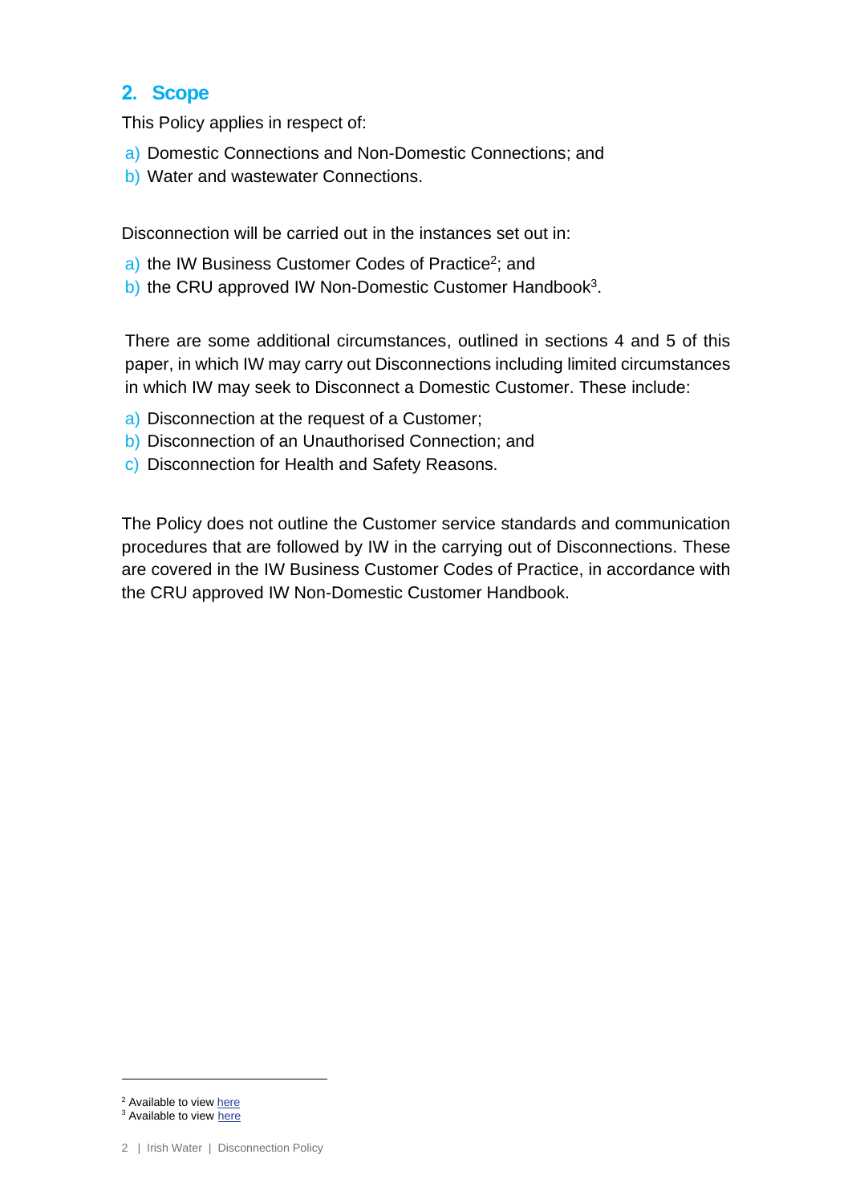## 2. Scope

This Policy applies in respect of:

a) Domestic Connections and Non-Domestic Connections; and
b) Water and wastewater Connections.

Disconnection will be carried out in the instances set out in:

a) the IW Business Customer Codes of Practice[2]; and
b) the CRU approved IW Non-Domestic Customer Handbook[3].

There are some additional circumstances, outlined in sections 4 and 5 of this paper, in which IW may carry out Disconnections including limited circumstances in which IW may seek to Disconnect a Domestic Customer. These include:

a) Disconnection at the request of a Customer;
b) Disconnection of an Unauthorised Connection; and
c) Disconnection for Health and Safety Reasons.

The Policy does not outline the Customer service standards and communication procedures that are followed by IW in the carrying out of Disconnections. These are covered in the IW Business Customer Codes of Practice, in accordance with the CRU approved IW Non-Domestic Customer Handbook.

[2] Available to view here
[3] Available to view here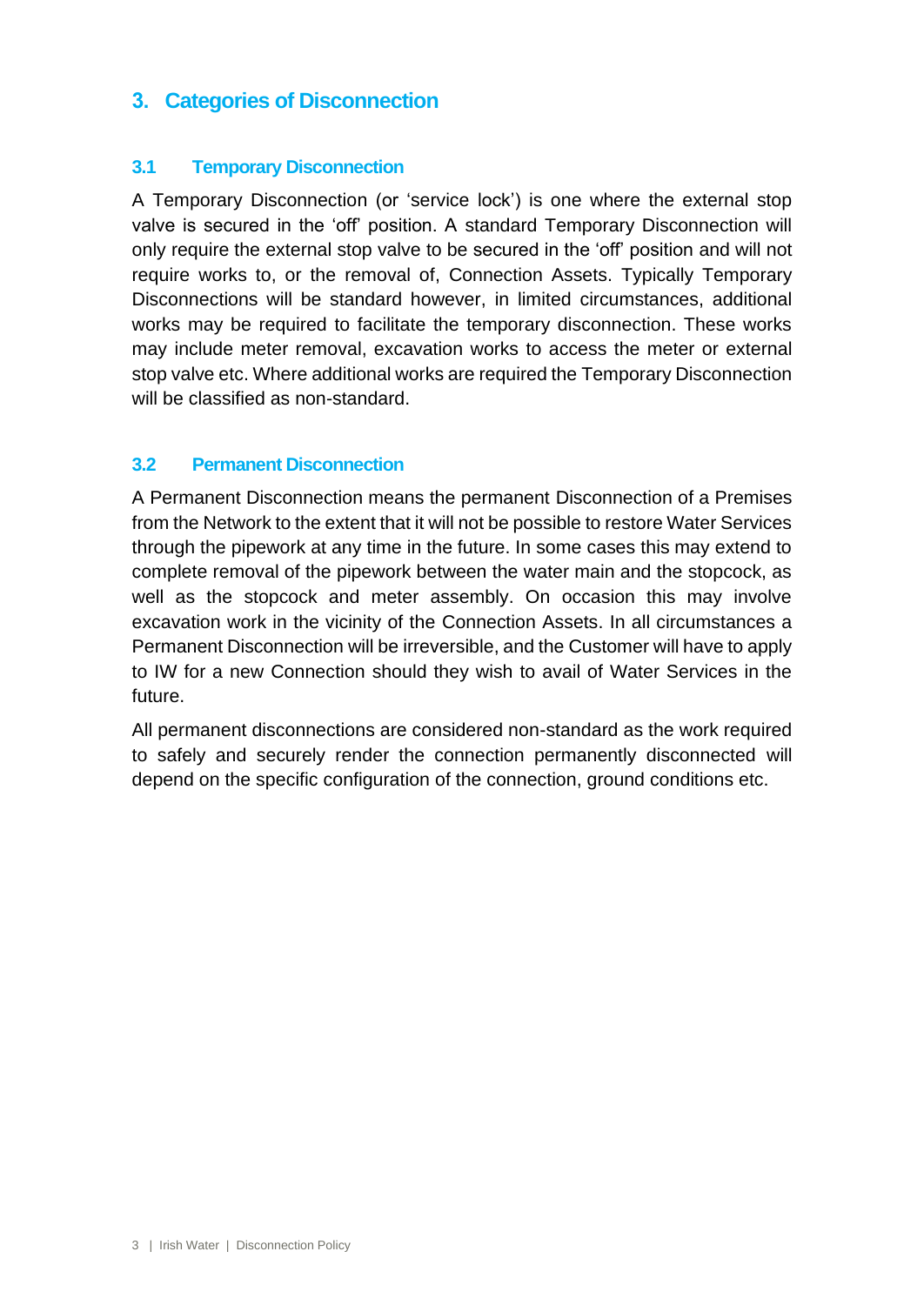## 3. Categories of Disconnection

### 3.1 Temporary Disconnection

A Temporary Disconnection (or 'service lock') is one where the external stop valve is secured in the 'off' position. A standard Temporary Disconnection will only require the external stop valve to be secured in the 'off' position and will not require works to, or the removal of, Connection Assets. Typically Temporary Disconnections will be standard however, in limited circumstances, additional works may be required to facilitate the temporary disconnection. These works may include meter removal, excavation works to access the meter or external stop valve etc. Where additional works are required the Temporary Disconnection will be classified as non-standard.

### 3.2 Permanent Disconnection

A Permanent Disconnection means the permanent Disconnection of a Premises from the Network to the extent that it will not be possible to restore Water Services through the pipework at any time in the future. In some cases this may extend to complete removal of the pipework between the water main and the stopcock, as well as the stopcock and meter assembly. On occasion this may involve excavation work in the vicinity of the Connection Assets. In all circumstances a Permanent Disconnection will be irreversible, and the Customer will have to apply to IW for a new Connection should they wish to avail of Water Services in the future.

All permanent disconnections are considered non-standard as the work required to safely and securely render the connection permanently disconnected will depend on the specific configuration of the connection, ground conditions etc.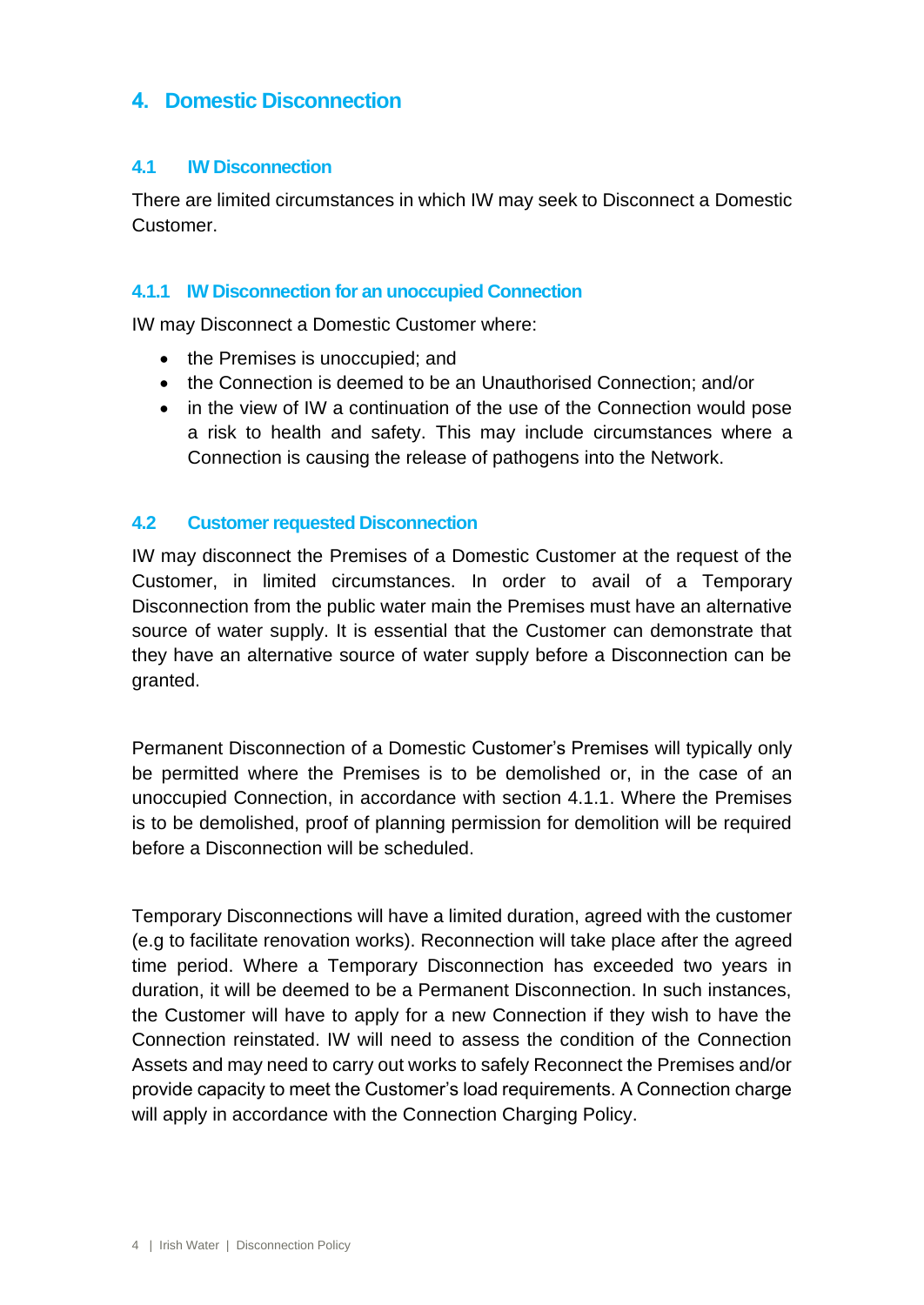## 4. Domestic Disconnection

### 4.1 IW Disconnection

There are limited circumstances in which IW may seek to Disconnect a Domestic Customer.

#### 4.1.1 IW Disconnection for an unoccupied Connection

IW may Disconnect a Domestic Customer where:

- the Premises is unoccupied; and
- the Connection is deemed to be an Unauthorised Connection; and/or
- in the view of IW a continuation of the use of the Connection would pose a risk to health and safety. This may include circumstances where a Connection is causing the release of pathogens into the Network.

### 4.2 Customer requested Disconnection

IW may disconnect the Premises of a Domestic Customer at the request of the Customer, in limited circumstances. In order to avail of a Temporary Disconnection from the public water main the Premises must have an alternative source of water supply. It is essential that the Customer can demonstrate that they have an alternative source of water supply before a Disconnection can be granted.

Permanent Disconnection of a Domestic Customer's Premises will typically only be permitted where the Premises is to be demolished or, in the case of an unoccupied Connection, in accordance with section 4.1.1. Where the Premises is to be demolished, proof of planning permission for demolition will be required before a Disconnection will be scheduled.

Temporary Disconnections will have a limited duration, agreed with the customer (e.g to facilitate renovation works). Reconnection will take place after the agreed time period. Where a Temporary Disconnection has exceeded two years in duration, it will be deemed to be a Permanent Disconnection. In such instances, the Customer will have to apply for a new Connection if they wish to have the Connection reinstated. IW will need to assess the condition of the Connection Assets and may need to carry out works to safely Reconnect the Premises and/or provide capacity to meet the Customer's load requirements. A Connection charge will apply in accordance with the Connection Charging Policy.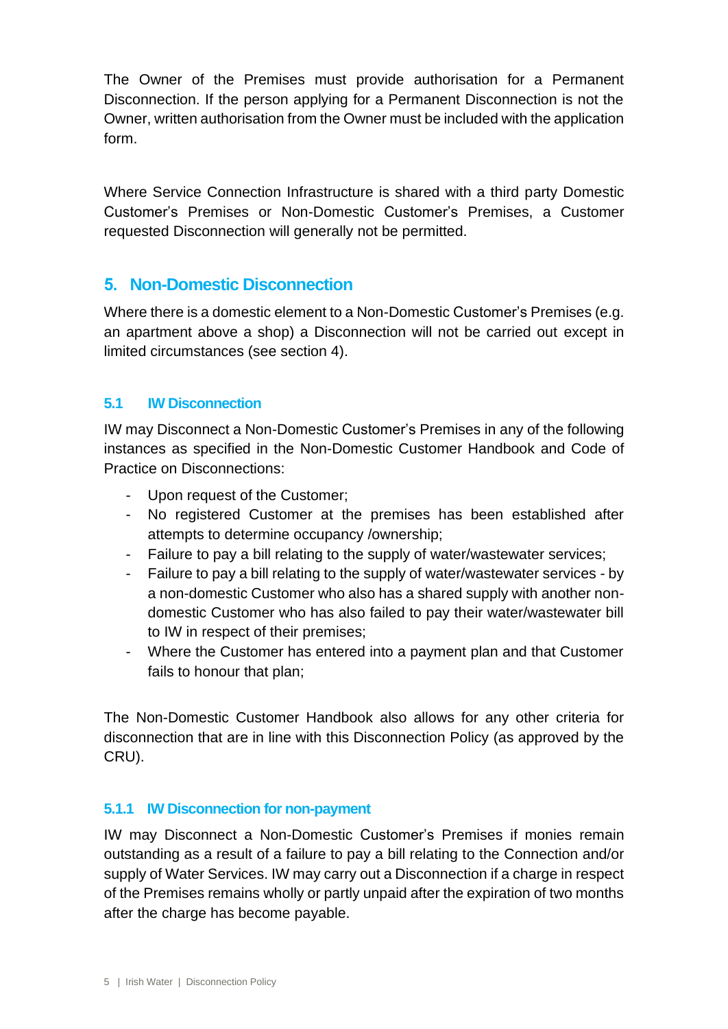The Owner of the Premises must provide authorisation for a Permanent Disconnection. If the person applying for a Permanent Disconnection is not the Owner, written authorisation from the Owner must be included with the application form.

Where Service Connection Infrastructure is shared with a third party Domestic Customer's Premises or Non-Domestic Customer's Premises, a Customer requested Disconnection will generally not be permitted.

## 5. Non-Domestic Disconnection

Where there is a domestic element to a Non-Domestic Customer's Premises (e.g. an apartment above a shop) a Disconnection will not be carried out except in limited circumstances (see section 4).

### 5.1 IW Disconnection

IW may Disconnect a Non-Domestic Customer's Premises in any of the following instances as specified in the Non-Domestic Customer Handbook and Code of Practice on Disconnections:

- Upon request of the Customer;
- No registered Customer at the premises has been established after attempts to determine occupancy /ownership;
- Failure to pay a bill relating to the supply of water/wastewater services;
- Failure to pay a bill relating to the supply of water/wastewater services - by a non-domestic Customer who also has a shared supply with another non-domestic Customer who has also failed to pay their water/wastewater bill to IW in respect of their premises;
- Where the Customer has entered into a payment plan and that Customer fails to honour that plan;

The Non-Domestic Customer Handbook also allows for any other criteria for disconnection that are in line with this Disconnection Policy (as approved by the CRU).

#### 5.1.1 IW Disconnection for non-payment

IW may Disconnect a Non-Domestic Customer's Premises if monies remain outstanding as a result of a failure to pay a bill relating to the Connection and/or supply of Water Services. IW may carry out a Disconnection if a charge in respect of the Premises remains wholly or partly unpaid after the expiration of two months after the charge has become payable.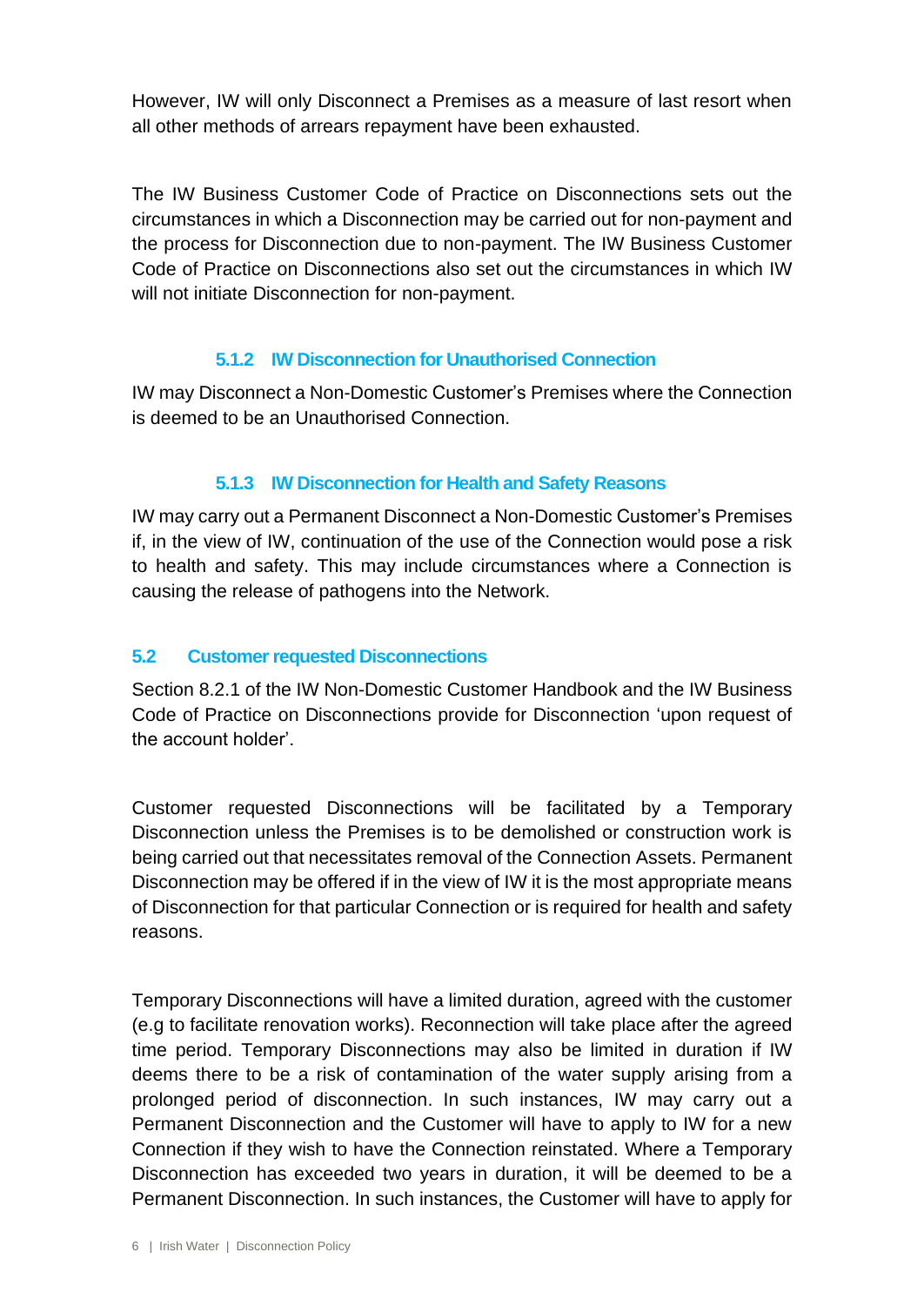However, IW will only Disconnect a Premises as a measure of last resort when all other methods of arrears repayment have been exhausted.

The IW Business Customer Code of Practice on Disconnections sets out the circumstances in which a Disconnection may be carried out for non-payment and the process for Disconnection due to non-payment. The IW Business Customer Code of Practice on Disconnections also set out the circumstances in which IW will not initiate Disconnection for non-payment.

#### 5.1.2 IW Disconnection for Unauthorised Connection

IW may Disconnect a Non-Domestic Customer's Premises where the Connection is deemed to be an Unauthorised Connection.

#### 5.1.3 IW Disconnection for Health and Safety Reasons

IW may carry out a Permanent Disconnect a Non-Domestic Customer's Premises if, in the view of IW, continuation of the use of the Connection would pose a risk to health and safety. This may include circumstances where a Connection is causing the release of pathogens into the Network.

### 5.2 Customer requested Disconnections

Section 8.2.1 of the IW Non-Domestic Customer Handbook and the IW Business Code of Practice on Disconnections provide for Disconnection 'upon request of the account holder'.

Customer requested Disconnections will be facilitated by a Temporary Disconnection unless the Premises is to be demolished or construction work is being carried out that necessitates removal of the Connection Assets. Permanent Disconnection may be offered if in the view of IW it is the most appropriate means of Disconnection for that particular Connection or is required for health and safety reasons.

Temporary Disconnections will have a limited duration, agreed with the customer (e.g to facilitate renovation works). Reconnection will take place after the agreed time period. Temporary Disconnections may also be limited in duration if IW deems there to be a risk of contamination of the water supply arising from a prolonged period of disconnection. In such instances, IW may carry out a Permanent Disconnection and the Customer will have to apply to IW for a new Connection if they wish to have the Connection reinstated. Where a Temporary Disconnection has exceeded two years in duration, it will be deemed to be a Permanent Disconnection. In such instances, the Customer will have to apply for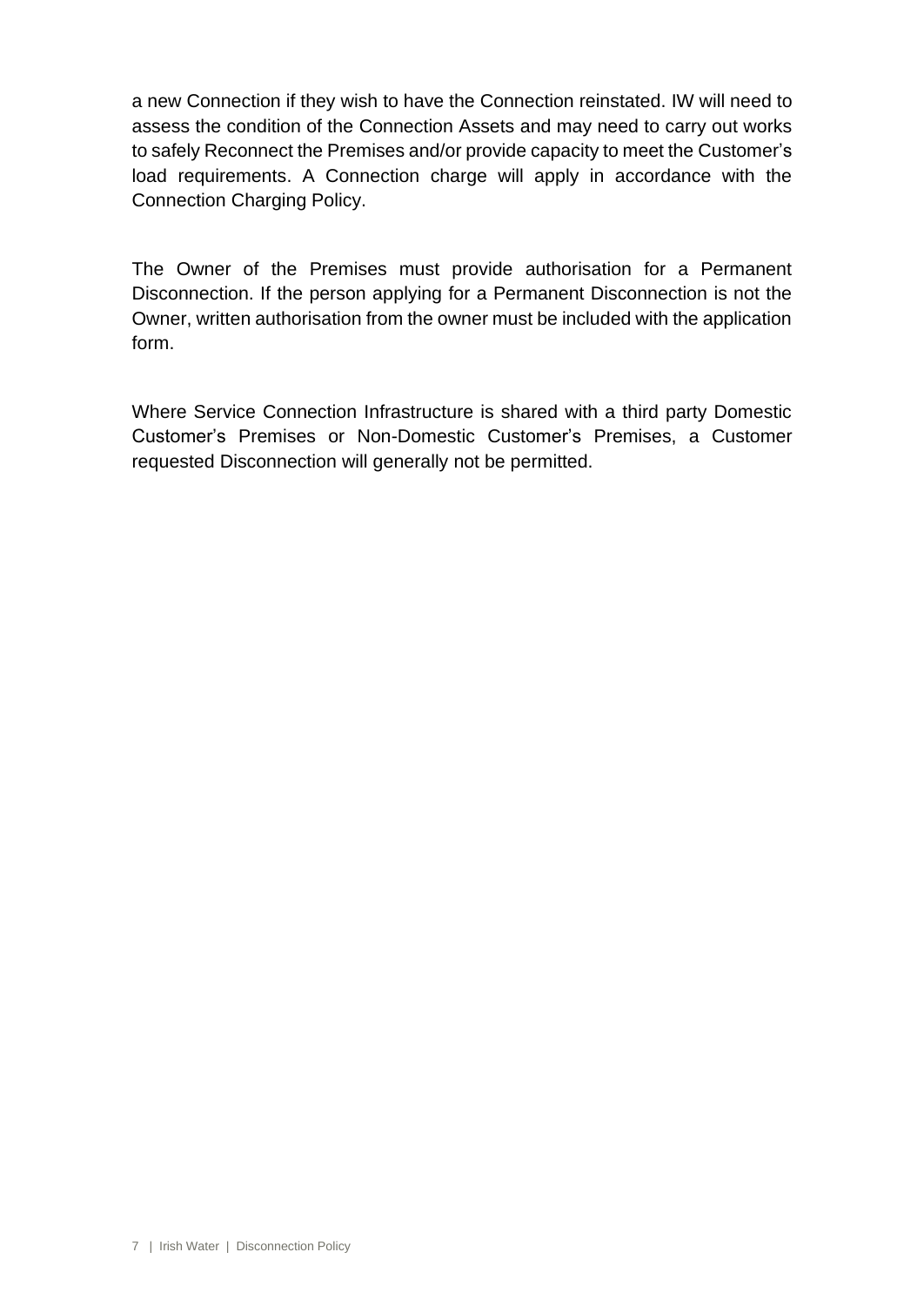a new Connection if they wish to have the Connection reinstated. IW will need to assess the condition of the Connection Assets and may need to carry out works to safely Reconnect the Premises and/or provide capacity to meet the Customer's load requirements. A Connection charge will apply in accordance with the Connection Charging Policy.

The Owner of the Premises must provide authorisation for a Permanent Disconnection. If the person applying for a Permanent Disconnection is not the Owner, written authorisation from the owner must be included with the application form.

Where Service Connection Infrastructure is shared with a third party Domestic Customer's Premises or Non-Domestic Customer's Premises, a Customer requested Disconnection will generally not be permitted.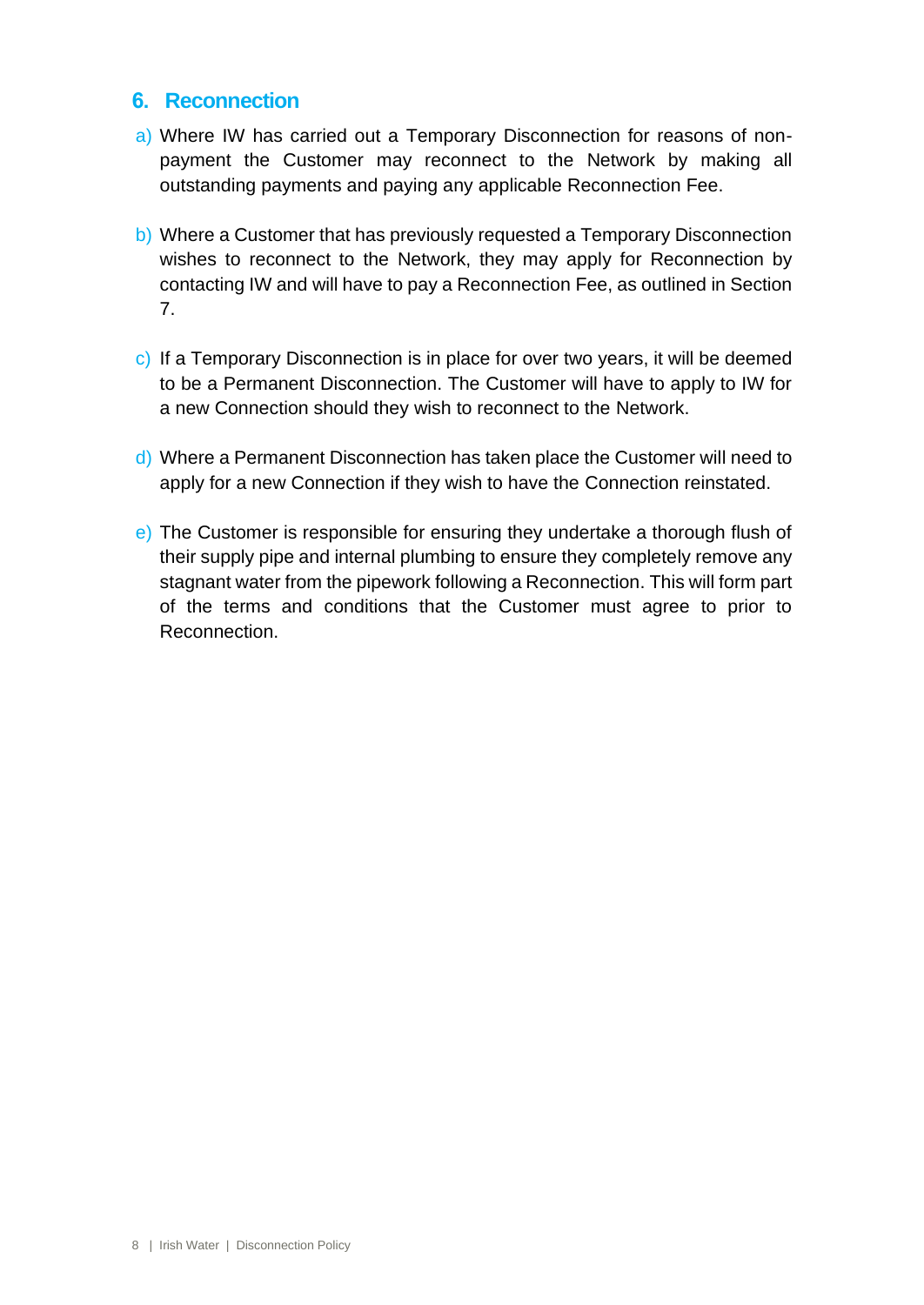## 6. Reconnection

a) Where IW has carried out a Temporary Disconnection for reasons of non-payment the Customer may reconnect to the Network by making all outstanding payments and paying any applicable Reconnection Fee.

b) Where a Customer that has previously requested a Temporary Disconnection wishes to reconnect to the Network, they may apply for Reconnection by contacting IW and will have to pay a Reconnection Fee, as outlined in Section 7.

c) If a Temporary Disconnection is in place for over two years, it will be deemed to be a Permanent Disconnection. The Customer will have to apply to IW for a new Connection should they wish to reconnect to the Network.

d) Where a Permanent Disconnection has taken place the Customer will need to apply for a new Connection if they wish to have the Connection reinstated.

e) The Customer is responsible for ensuring they undertake a thorough flush of their supply pipe and internal plumbing to ensure they completely remove any stagnant water from the pipework following a Reconnection. This will form part of the terms and conditions that the Customer must agree to prior to Reconnection.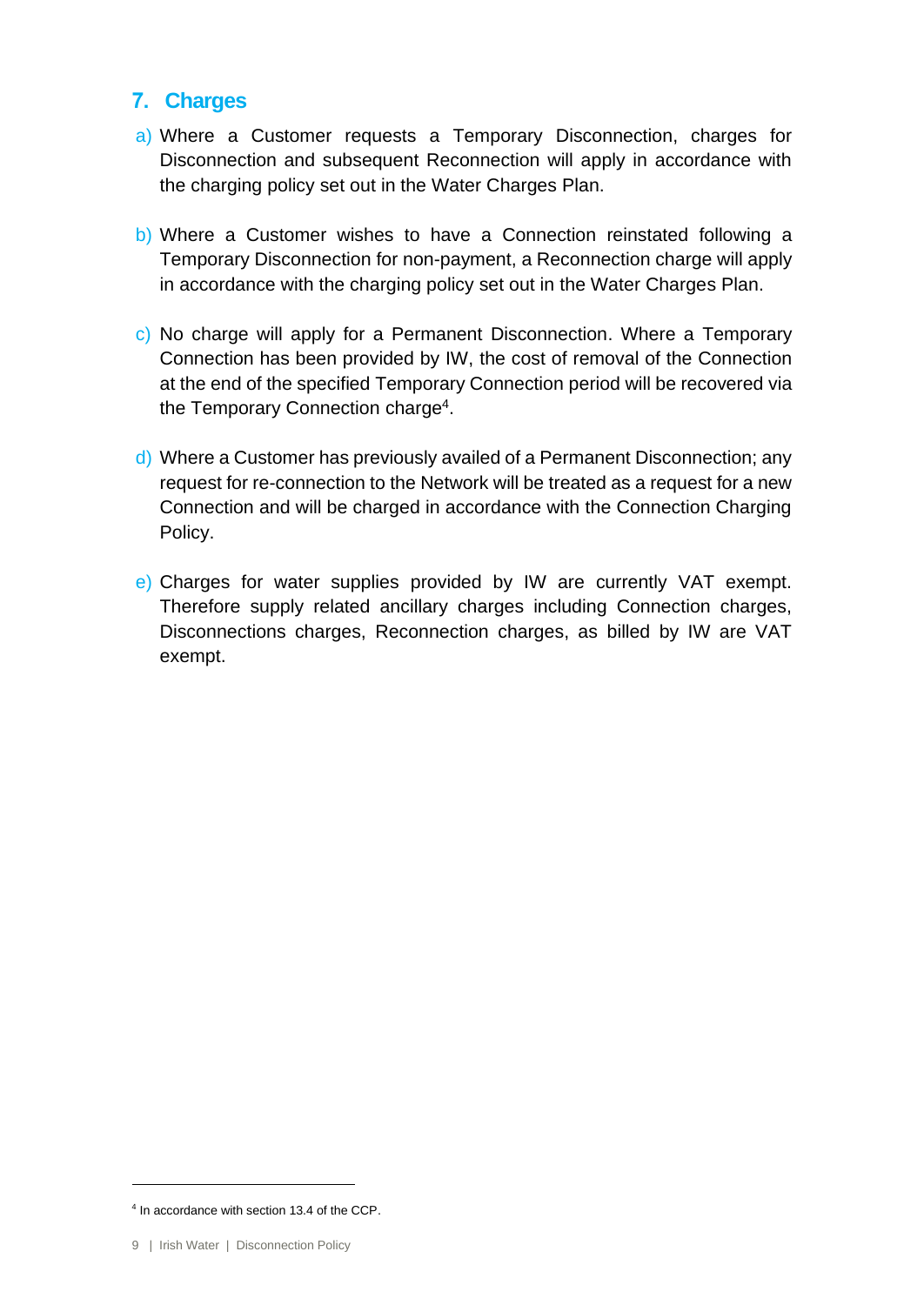## 7. Charges

a) Where a Customer requests a Temporary Disconnection, charges for Disconnection and subsequent Reconnection will apply in accordance with the charging policy set out in the Water Charges Plan.

b) Where a Customer wishes to have a Connection reinstated following a Temporary Disconnection for non-payment, a Reconnection charge will apply in accordance with the charging policy set out in the Water Charges Plan.

c) No charge will apply for a Permanent Disconnection. Where a Temporary Connection has been provided by IW, the cost of removal of the Connection at the end of the specified Temporary Connection period will be recovered via the Temporary Connection charge[4].

d) Where a Customer has previously availed of a Permanent Disconnection; any request for re-connection to the Network will be treated as a request for a new Connection and will be charged in accordance with the Connection Charging Policy.

e) Charges for water supplies provided by IW are currently VAT exempt. Therefore supply related ancillary charges including Connection charges, Disconnections charges, Reconnection charges, as billed by IW are VAT exempt.

[4] In accordance with section 13.4 of the CCP.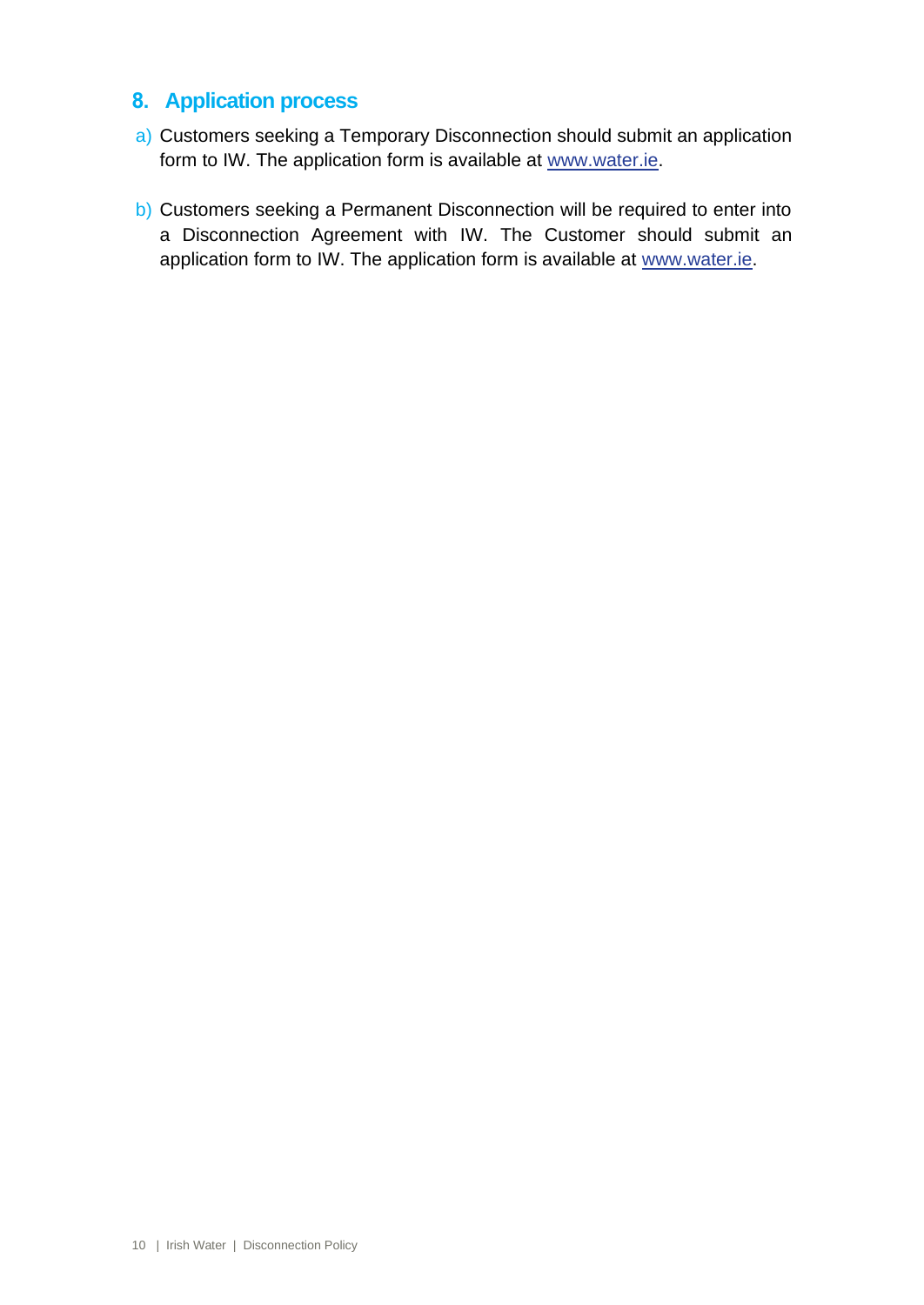## 8. Application process

a) Customers seeking a Temporary Disconnection should submit an application form to IW. The application form is available at www.water.ie.

b) Customers seeking a Permanent Disconnection will be required to enter into a Disconnection Agreement with IW. The Customer should submit an application form to IW. The application form is available at www.water.ie.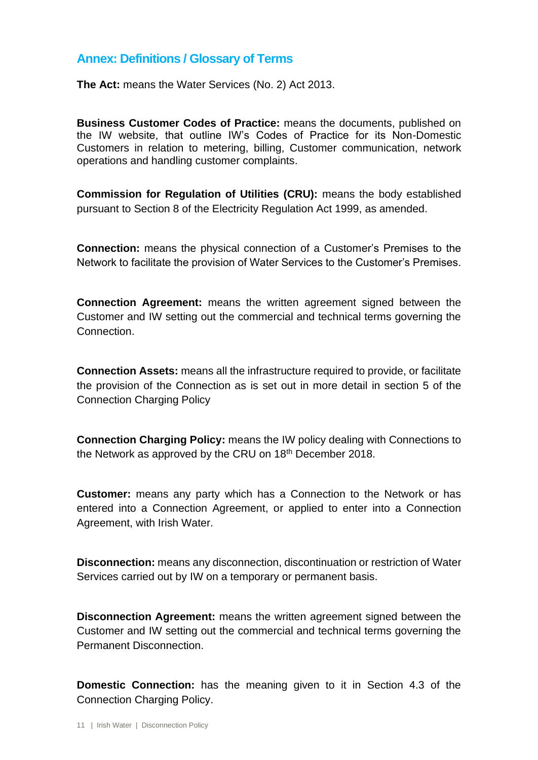## Annex: Definitions / Glossary of Terms

**The Act:** means the Water Services (No. 2) Act 2013.

**Business Customer Codes of Practice:** means the documents, published on the IW website, that outline IW's Codes of Practice for its Non-Domestic Customers in relation to metering, billing, Customer communication, network operations and handling customer complaints.

**Commission for Regulation of Utilities (CRU):** means the body established pursuant to Section 8 of the Electricity Regulation Act 1999, as amended.

**Connection:** means the physical connection of a Customer's Premises to the Network to facilitate the provision of Water Services to the Customer's Premises.

**Connection Agreement:** means the written agreement signed between the Customer and IW setting out the commercial and technical terms governing the Connection.

**Connection Assets:** means all the infrastructure required to provide, or facilitate the provision of the Connection as is set out in more detail in section 5 of the Connection Charging Policy

**Connection Charging Policy:** means the IW policy dealing with Connections to the Network as approved by the CRU on 18th December 2018.

**Customer:** means any party which has a Connection to the Network or has entered into a Connection Agreement, or applied to enter into a Connection Agreement, with Irish Water.

**Disconnection:** means any disconnection, discontinuation or restriction of Water Services carried out by IW on a temporary or permanent basis.

**Disconnection Agreement:** means the written agreement signed between the Customer and IW setting out the commercial and technical terms governing the Permanent Disconnection.

**Domestic Connection:** has the meaning given to it in Section 4.3 of the Connection Charging Policy.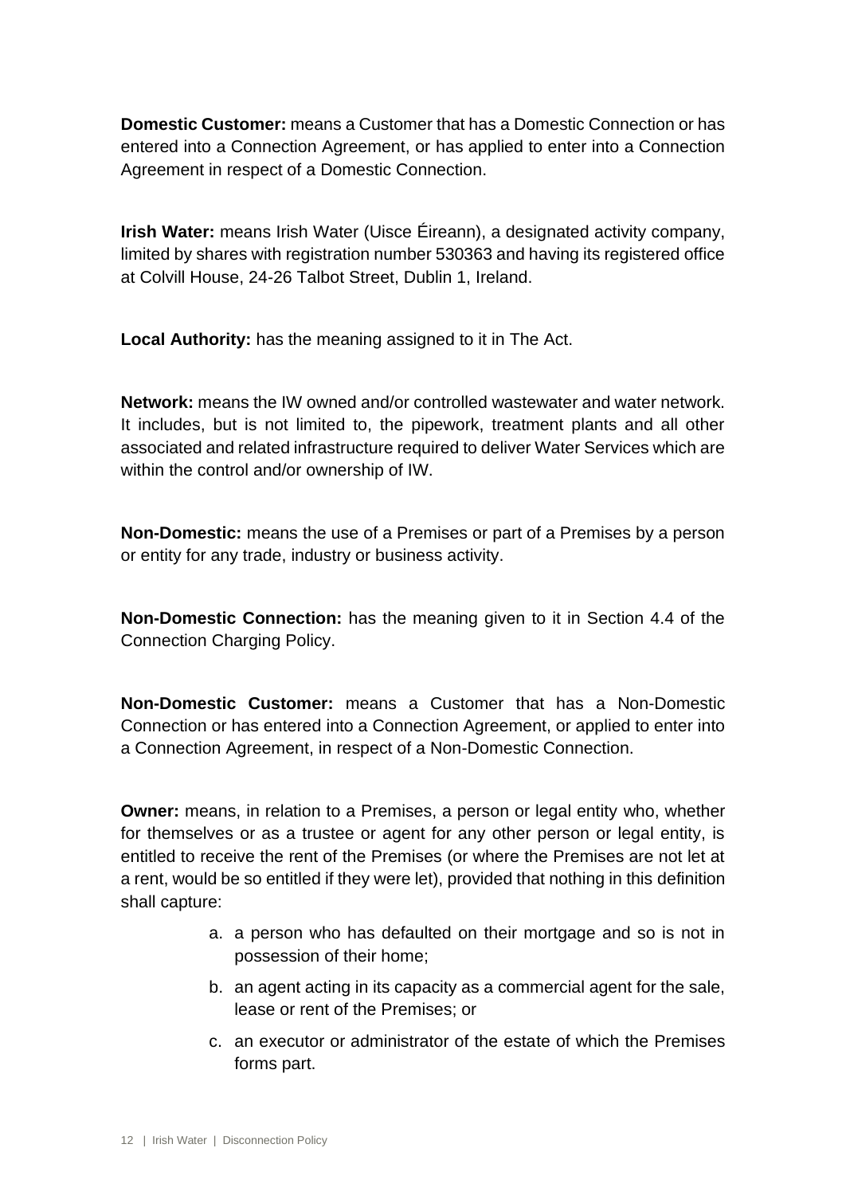**Domestic Customer:** means a Customer that has a Domestic Connection or has entered into a Connection Agreement, or has applied to enter into a Connection Agreement in respect of a Domestic Connection.

**Irish Water:** means Irish Water (Uisce Éireann), a designated activity company, limited by shares with registration number 530363 and having its registered office at Colvill House, 24-26 Talbot Street, Dublin 1, Ireland.

**Local Authority:** has the meaning assigned to it in The Act.

**Network:** means the IW owned and/or controlled wastewater and water network. It includes, but is not limited to, the pipework, treatment plants and all other associated and related infrastructure required to deliver Water Services which are within the control and/or ownership of IW.

**Non-Domestic:** means the use of a Premises or part of a Premises by a person or entity for any trade, industry or business activity.

**Non-Domestic Connection:** has the meaning given to it in Section 4.4 of the Connection Charging Policy.

**Non-Domestic Customer:** means a Customer that has a Non-Domestic Connection or has entered into a Connection Agreement, or applied to enter into a Connection Agreement, in respect of a Non-Domestic Connection.

**Owner:** means, in relation to a Premises, a person or legal entity who, whether for themselves or as a trustee or agent for any other person or legal entity, is entitled to receive the rent of the Premises (or where the Premises are not let at a rent, would be so entitled if they were let), provided that nothing in this definition shall capture:

a. a person who has defaulted on their mortgage and so is not in possession of their home;
b. an agent acting in its capacity as a commercial agent for the sale, lease or rent of the Premises; or
c. an executor or administrator of the estate of which the Premises forms part.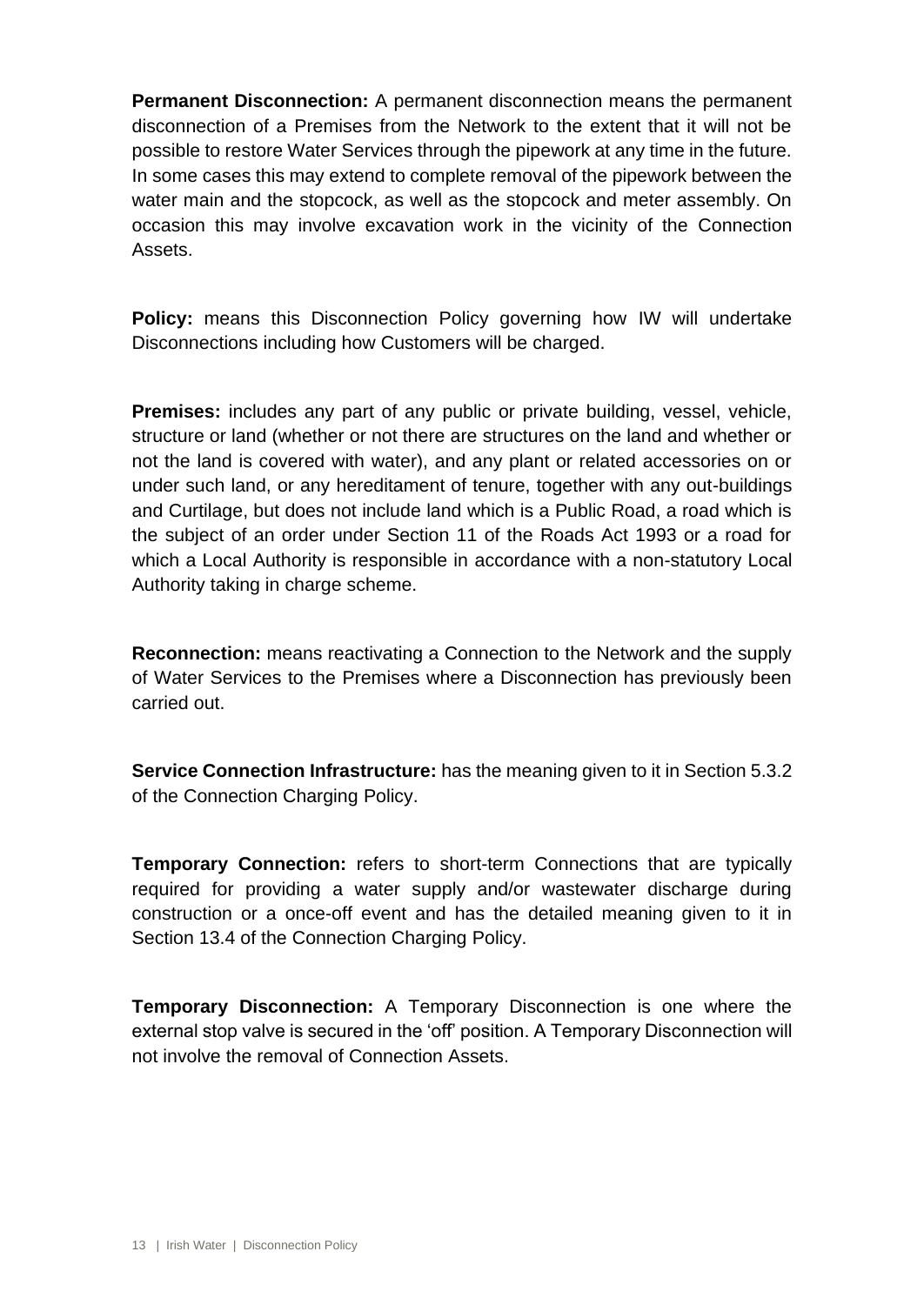**Permanent Disconnection:** A permanent disconnection means the permanent disconnection of a Premises from the Network to the extent that it will not be possible to restore Water Services through the pipework at any time in the future. In some cases this may extend to complete removal of the pipework between the water main and the stopcock, as well as the stopcock and meter assembly. On occasion this may involve excavation work in the vicinity of the Connection Assets.

**Policy:** means this Disconnection Policy governing how IW will undertake Disconnections including how Customers will be charged.

**Premises:** includes any part of any public or private building, vessel, vehicle, structure or land (whether or not there are structures on the land and whether or not the land is covered with water), and any plant or related accessories on or under such land, or any hereditament of tenure, together with any out-buildings and Curtilage, but does not include land which is a Public Road, a road which is the subject of an order under Section 11 of the Roads Act 1993 or a road for which a Local Authority is responsible in accordance with a non-statutory Local Authority taking in charge scheme.

**Reconnection:** means reactivating a Connection to the Network and the supply of Water Services to the Premises where a Disconnection has previously been carried out.

**Service Connection Infrastructure:** has the meaning given to it in Section 5.3.2 of the Connection Charging Policy.

**Temporary Connection:** refers to short-term Connections that are typically required for providing a water supply and/or wastewater discharge during construction or a once-off event and has the detailed meaning given to it in Section 13.4 of the Connection Charging Policy.

**Temporary Disconnection:** A Temporary Disconnection is one where the external stop valve is secured in the 'off' position. A Temporary Disconnection will not involve the removal of Connection Assets.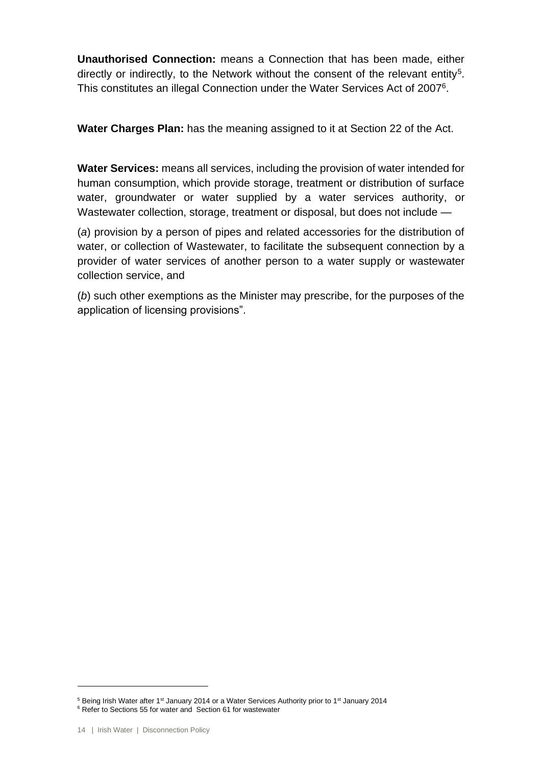**Unauthorised Connection:** means a Connection that has been made, either directly or indirectly, to the Network without the consent of the relevant entity[5]. This constitutes an illegal Connection under the Water Services Act of 2007[6].

**Water Charges Plan:** has the meaning assigned to it at Section 22 of the Act.

**Water Services:** means all services, including the provision of water intended for human consumption, which provide storage, treatment or distribution of surface water, groundwater or water supplied by a water services authority, or Wastewater collection, storage, treatment or disposal, but does not include —

(*a*) provision by a person of pipes and related accessories for the distribution of water, or collection of Wastewater, to facilitate the subsequent connection by a provider of water services of another person to a water supply or wastewater collection service, and

(*b*) such other exemptions as the Minister may prescribe, for the purposes of the application of licensing provisions".

[5] Being Irish Water after 1st January 2014 or a Water Services Authority prior to 1st January 2014

[6] Refer to Sections 55 for water and Section 61 for wastewater